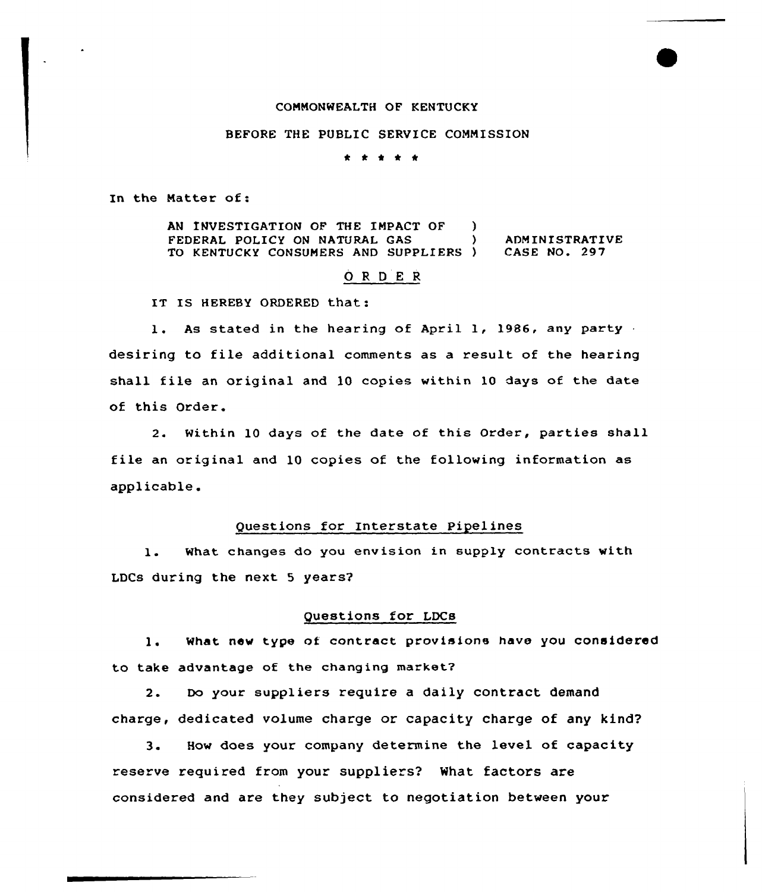COMMONWEALTH OF KENTUCKY

BEFORE THE PUBLIC SERVICE COMMISSION

\* \* \* \* \*

In the Matter of:

AN INVESTIGATION OF THE IMPACT OF FEDERAL POLICY ON NATURAL GAS TO KENTUCKY CONSUMERS AND SUPPLIERS ) ADMINISTRATIVE CASE NO. 297

## O R D E R

IT IS HEREBY ORDERED that:

1. As stated in the hearing of April 1, 1986, any party desiring to file additional comments as a result of the hearing shall file an original and 10 copies within 10 days of the date of this Order.

2. Within 10 days of the date of this Order, parties shall file an original and 10 copies of the following information as applicable.

### Questions for Interstate Pipelines

1. What changes do you envision in supply contracts with LDCs during the next 5 years?

### Questions for LDCs

1. What new type of contract provisions have you considered to take advantage of the changing market?

2. Do your suppliers require a daily contract demand charge, dedicated volume charge or capacity charge of any kind?

3. How does your company determine the level of capacity reserve required from your suppliers? What factors are considered and are they subject to negotiation between your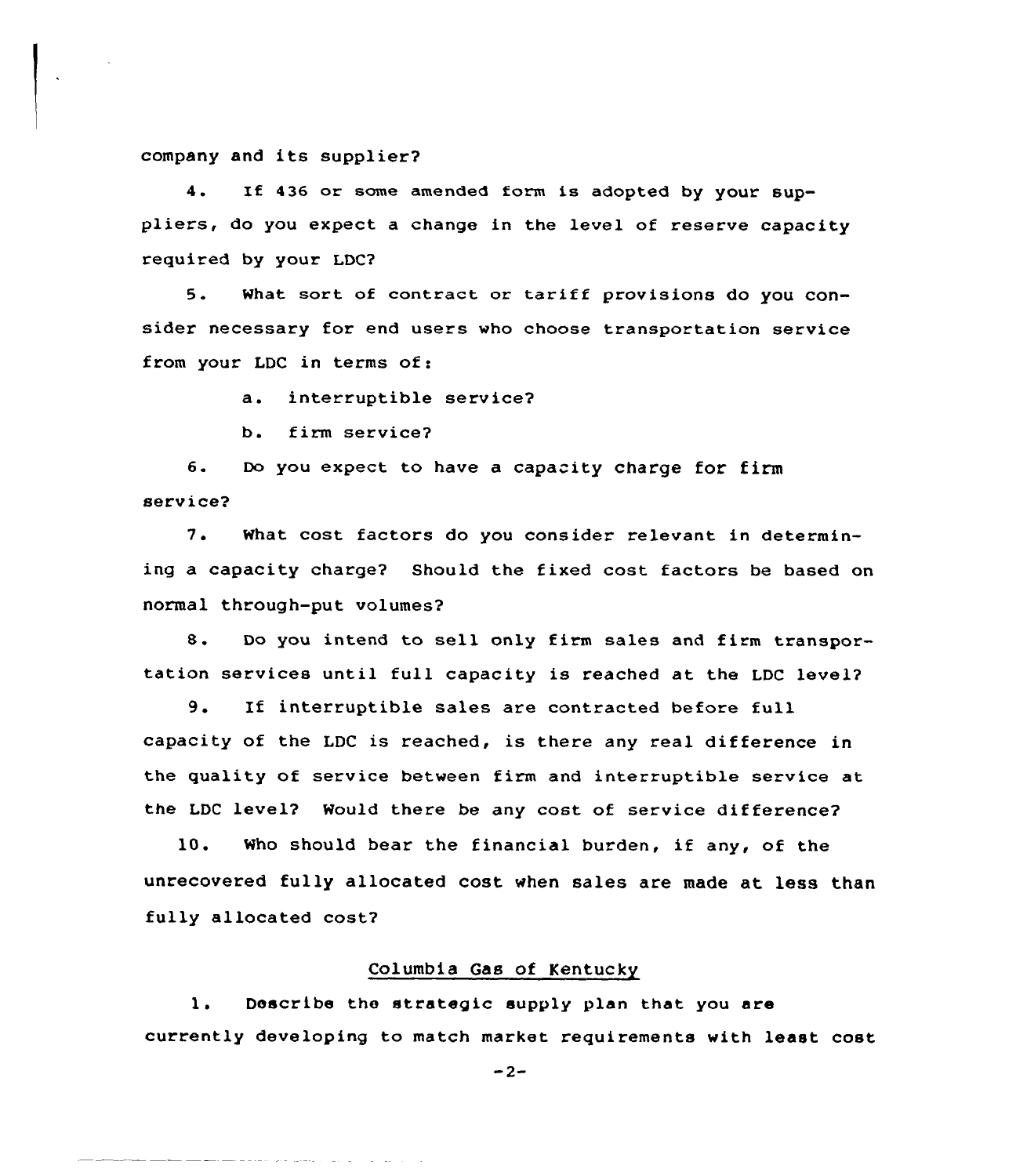company and its supplier?

4. If 436 or some amended form is adopted by your suppliers, do you expect a change in the level of reserve capacity required by your LDC?

5. What sort of contract or tariff provisions do you consider necessary for end users who choose transportation service from your LDC in terms of:

   a. interruptible service?

   b. firm service?

6. Do you expect to have a capacity charge for firm service?

7. What cost factors do you consider relevant in determining a capacity charge? Should the fixed cost factors be based on normal through-put volumes?

8. Do you intend to sell only firm sales and firm transportation services until full capacity is reached at the LDC level?

9. If interruptible sales are contracted before full capacity of the LDC is reached, is there any real difference in the quality of service between firm and interruptible service at the LDC level? Would there be any cost of service difference?

10. Who should bear the financial burden, if any, of the unrecovered fully allocated cost when sales are made at less than fully allocated cost?

<u>Columbia Gas of Kentucky</u>

1. Describe the strategic supply plan that you are currently developing to match market requirements with least cost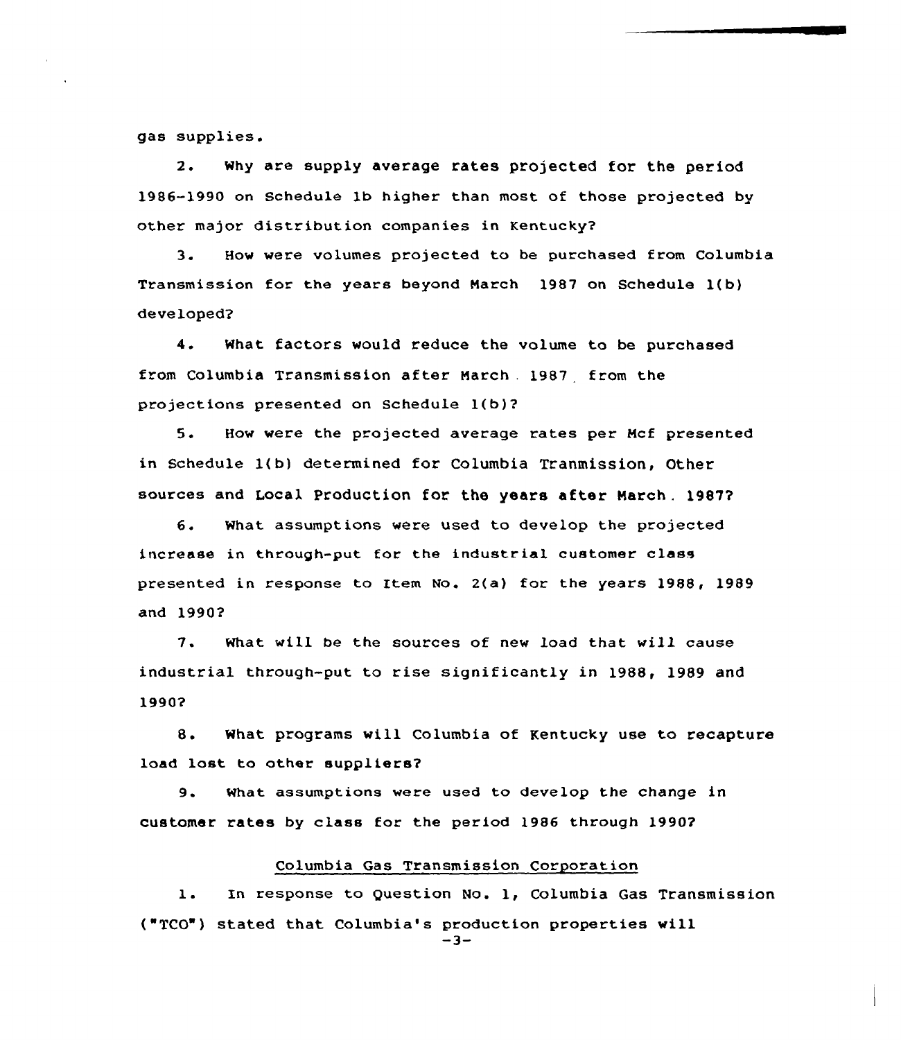gas supplies.

2. Why are supply average rates projected for the period 1986-1990 on Schedule 1b higher than most of those projected by other major distribution companies in Kentucky?

3. How were volumes projected to be purchased from Columbia Transmission for the years beyond March 1987 on Schedule 1(b) developed?

4. What factors would reduce the volume to be purchased from Columbia Transmission after March 1987 from the projections presented on Schedule 1(b)?

5. How were the projected average rates per Mcf presented in Schedule 1(b) determined for Columbia Tranmission, Other sources and Local Production for the years after March 1987?

6. What assumptions were used to develop the projected increase in through-put for the industrial customer class presented in response to Item No. 2(a) for the years 1988, 1989 and 1990?

7. What will be the sources of new load that will cause industrial through-put to rise significantly in 1988, 1989 and 1990?

8. What programs will Columbia of Kentucky use to recapture load lost to other suppliers?

9. What assumptions were used to develop the change in customer rates by class for the period 1986 through 1990?

Columbia Gas Transmission Corporation

1. In response to Question No. 1, Columbia Gas Transmission ("TCO") stated that Columbia's production properties will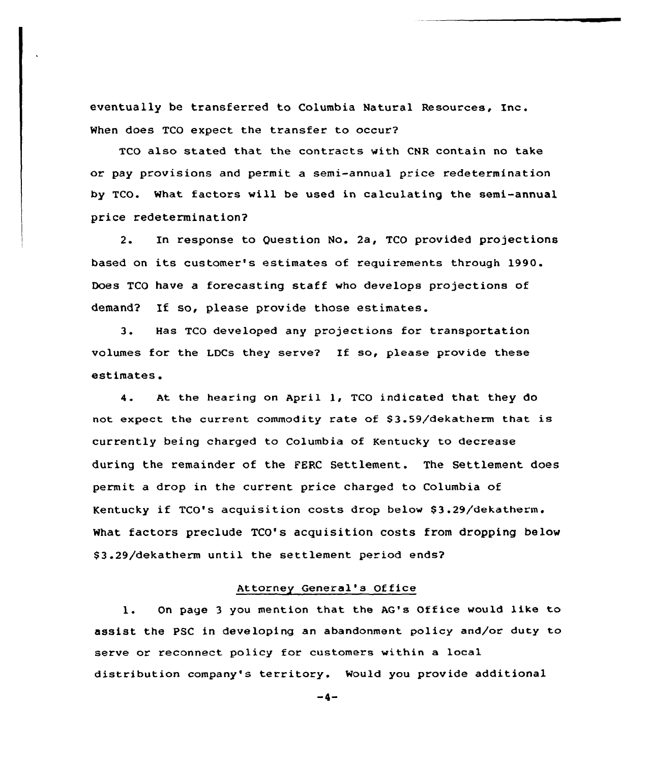eventually be transferred to Columbia Natural Resources, Inc. When does TCO expect the transfer to occur?

TCO also stated that the contracts with CNR contain no take or pay provisions and permit a semi-annual price redetermination by TCO. What factors will be used in calculating the semi-annual price redetermination?

2. In response to Question No. 2a, TCO provided projections based on its customer's estimates of requirements through 1990. Does TCO have a forecasting staff who develops projections of demand? If so, please provide those estimates.

3. Has TCO developed any projections for transportation volumes for the LDCs they serve? If so, please provide these estimates.

4. At the hearing on April 1, TCO indicated that they do not expect the current commodity rate of $3.59/dekatherm that is currently being charged to Columbia of Kentucky to decrease during the remainder of the FERC Settlement. The Settlement does permit a drop in the current price charged to Columbia of Kentucky if TCO's acquisition costs drop below $3.29/dekatherm. What factors preclude TCO's acquisition costs from dropping below $3.29/dekatherm until the settlement period ends?

## Attorney General's Office

1. On page 3 you mention that the AG's Office would like to assist the PSC in developing an abandonment policy and/or duty to serve or reconnect policy for customers within a local distribution company's territory. Would you provide additional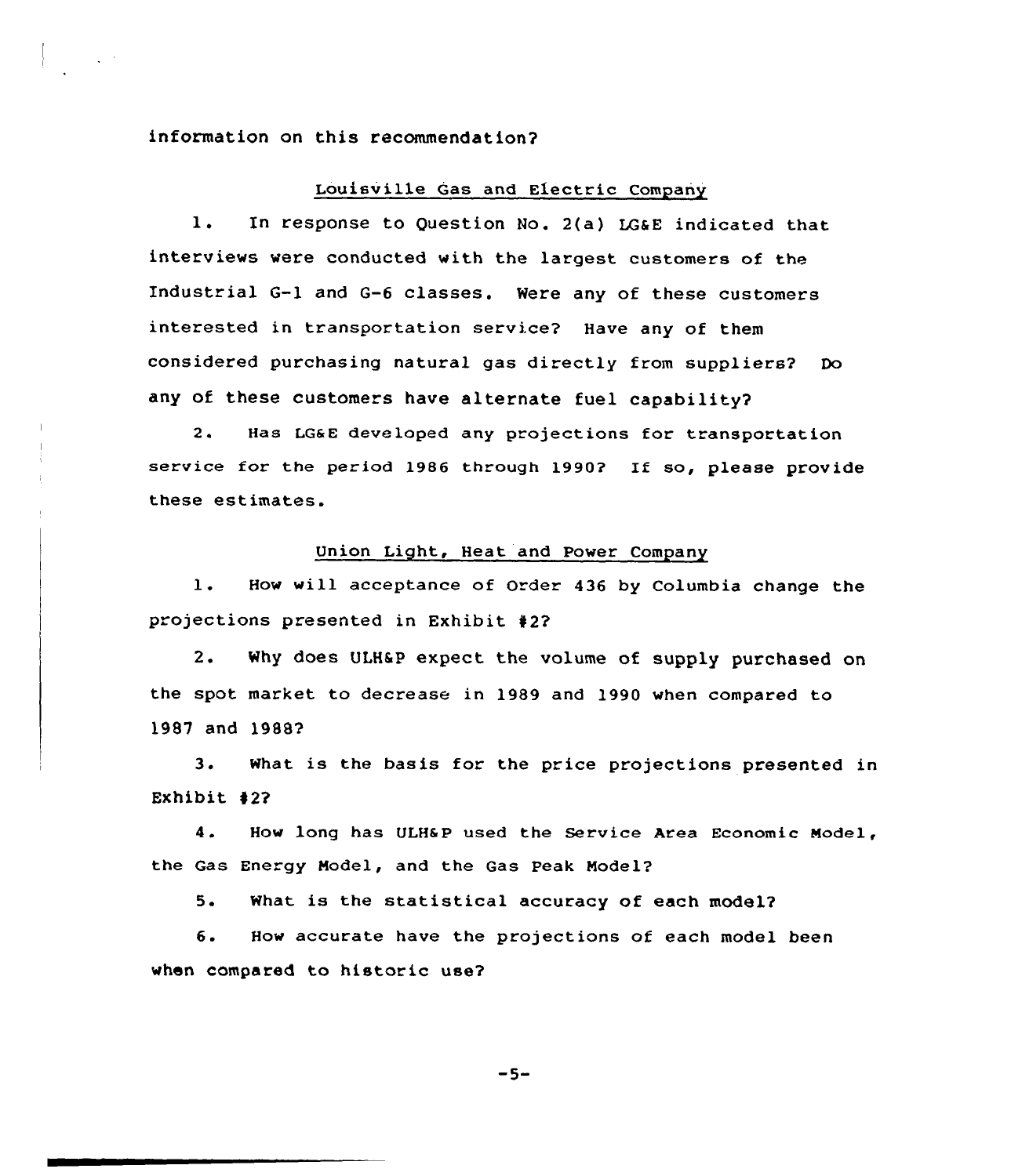information on this recommendation?

Louisville Gas and Electric Company

1. In response to Question No. 2(a) LG&E indicated that interviews were conducted with the largest customers of the Industrial G-1 and G-6 classes. Were any of these customers interested in transportation service? Have any of them considered purchasing natural gas directly from suppliers? Do any of these customers have alternate fuel capability?

2. Has LG&E developed any projections for transportation service for the period 1986 through 1990? If so, please provide these estimates.

Union Light, Heat and Power Company

1. How will acceptance of Order 436 by Columbia change the projections presented in Exhibit #2?

2. Why does ULH&P expect the volume of supply purchased on the spot market to decrease in 1989 and 1990 when compared to 1987 and 1988?

3. What is the basis for the price projections presented in Exhibit #2?

4. How long has ULH&P used the Service Area Economic Model, the Gas Energy Model, and the Gas Peak Model?

5. What is the statistical accuracy of each model?

6. How accurate have the projections of each model been when compared to historic use?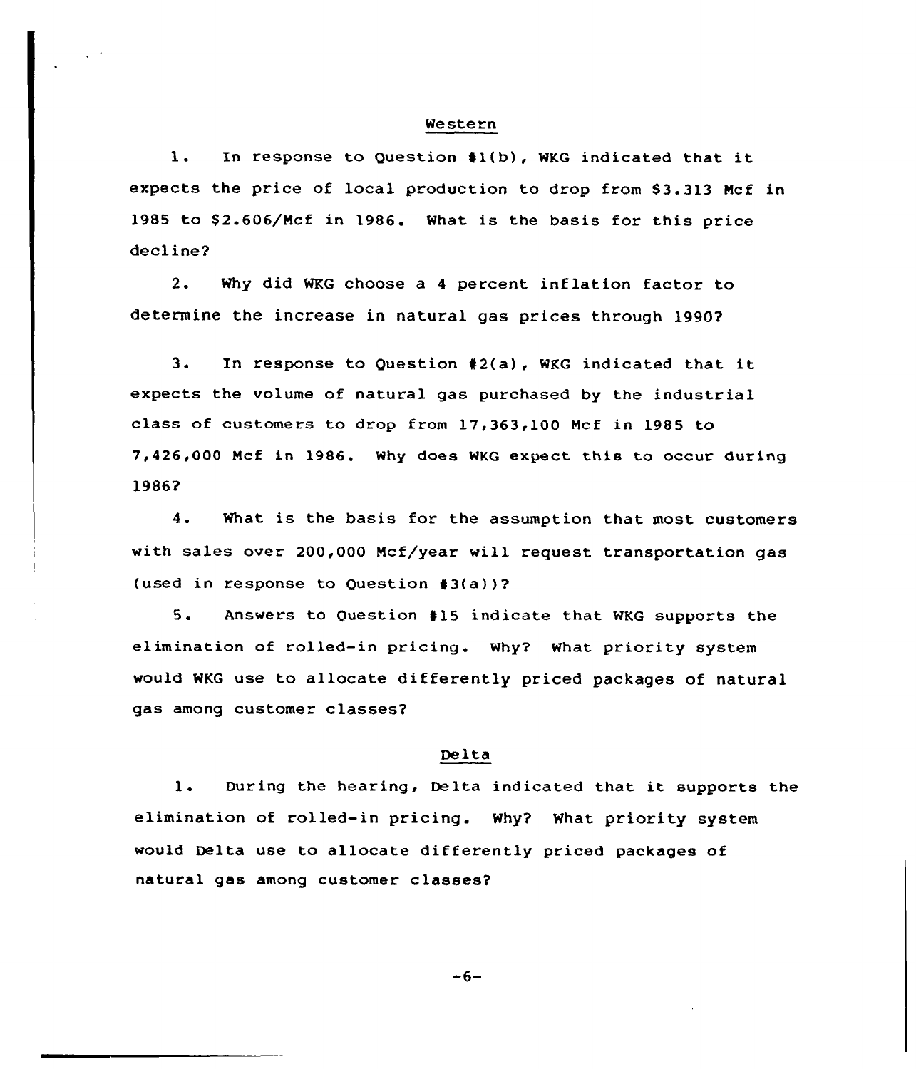## Western

1. In response to Question #1(b), WKG indicated that it expects the price of local production to drop from $3.313 Mcf in 1985 to $2.606/Mcf in 1986. What is the basis for this price decline?

2. Why did WKG choose a 4 percent inflation factor to determine the increase in natural gas prices through 1990?

3. In response to Question #2(a), WKG indicated that it expects the volume of natural gas purchased by the industrial class of customers to drop from 17,363,100 Mcf in 1985 to 7,426,000 Mcf in 1986. Why does WKG expect this to occur during 1986?

4. What is the basis for the assumption that most customers with sales over 200,000 Mcf/year will request transportation gas (used in response to Question #3(a))?

5. Answers to Question #15 indicate that WKG supports the elimination of rolled-in pricing. Why? What priority system would WKG use to allocate differently priced packages of natural gas among customer classes?

## Delta

1. During the hearing, Delta indicated that it supports the elimination of rolled-in pricing. Why? What priority system would Delta use to allocate differently priced packages of natural gas among customer classes?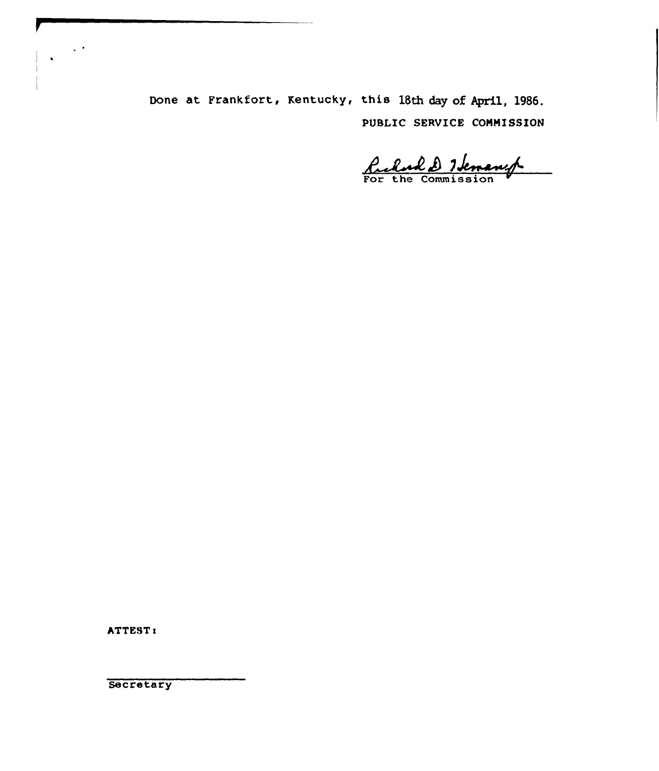Done at Frankfort, Kentucky, this 18th day of April, 1986.

PUBLIC SERVICE COMMISSION

Richard D. Hemanof
For the Commission

ATTEST:

Secretary